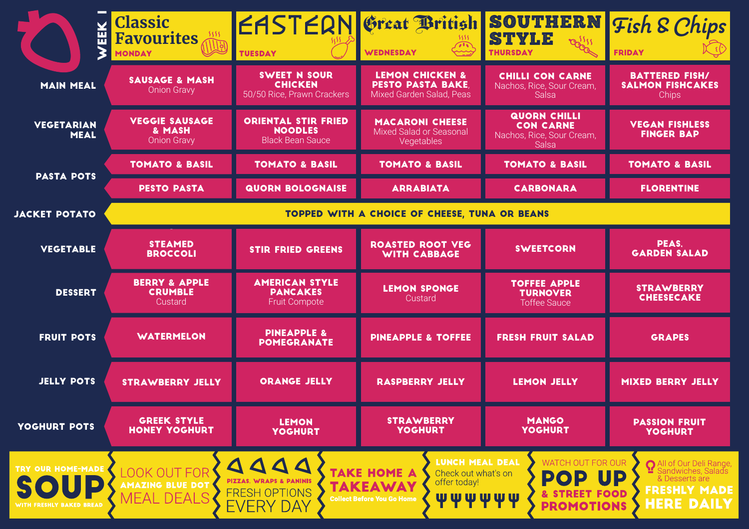# WEEK 1

| | Classic Favourites MONDAY | EASTERN TUESDAY | Great British WEDNESDAY | SOUTHERN STYLE THURSDAY | Fish & Chips FRIDAY |
|---|---|---|---|---|---|
| **MAIN MEAL** | **SAUSAGE & MASH** Onion Gravy | **SWEET N SOUR CHICKEN** 50/50 Rice, Prawn Crackers | **LEMON CHICKEN & PESTO PASTA BAKE**, Mixed Garden Salad, Peas | **CHILLI CON CARNE** Nachos, Rice, Sour Cream, Salsa | **BATTERED FISH/ SALMON FISHCAKES** Chips |
| **VEGETARIAN MEAL** | **VEGGIE SAUSAGE & MASH** Onion Gravy | **ORIENTAL STIR FRIED NOODLES** Black Bean Sauce | **MACARONI CHEESE** Mixed Salad or Seasonal Vegetables | **QUORN CHILLI CON CARNE** Nachos, Rice, Sour Cream, Salsa | **VEGAN FISHLESS FINGER BAP** |
| **PASTA POTS** | TOMATO & BASIL | TOMATO & BASIL | TOMATO & BASIL | TOMATO & BASIL | TOMATO & BASIL |
| | PESTO PASTA | QUORN BOLOGNAISE | ARRABIATA | CARBONARA | FLORENTINE |
| **JACKET POTATO** | TOPPED WITH A CHOICE OF CHEESE, TUNA OR BEANS | | | | |
| **VEGETABLE** | STEAMED BROCCOLI | STIR FRIED GREENS | ROASTED ROOT VEG WITH CABBAGE | SWEETCORN | PEAS, GARDEN SALAD |
| **DESSERT** | **BERRY & APPLE CRUMBLE** Custard | **AMERICAN STYLE PANCAKES** Fruit Compote | **LEMON SPONGE** Custard | **TOFFEE APPLE TURNOVER** Toffee Sauce | **STRAWBERRY CHEESECAKE** |
| **FRUIT POTS** | WATERMELON | PINEAPPLE & POMEGRANATE | PINEAPPLE & TOFFEE | FRESH FRUIT SALAD | GRAPES |
| **JELLY POTS** | STRAWBERRY JELLY | ORANGE JELLY | RASPBERRY JELLY | LEMON JELLY | MIXED BERRY JELLY |
| **YOGHURT POTS** | GREEK STYLE HONEY YOGHURT | LEMON YOGHURT | STRAWBERRY YOGHURT | MANGO YOGHURT | PASSION FRUIT YOGHURT |

TRY OUR HOME-MADE **SOUP** WITH FRESHLY BAKED BREAD

LOOK OUT FOR AMAZING BLUE DOT MEAL DEALS

PIZZAS, WRAPS & PANINIS FRESH OPTIONS EVERY DAY

**TAKE HOME A TAKEAWAY** Collect Before You Go Home

**LUNCH MEAL DEAL** Check out what's on offer today!

WATCH OUT FOR OUR **POP UP & STREET FOOD PROMOTIONS**

All of Our Deli Range, Sandwiches, Salads & Desserts are **FRESHLY MADE HERE DAILY**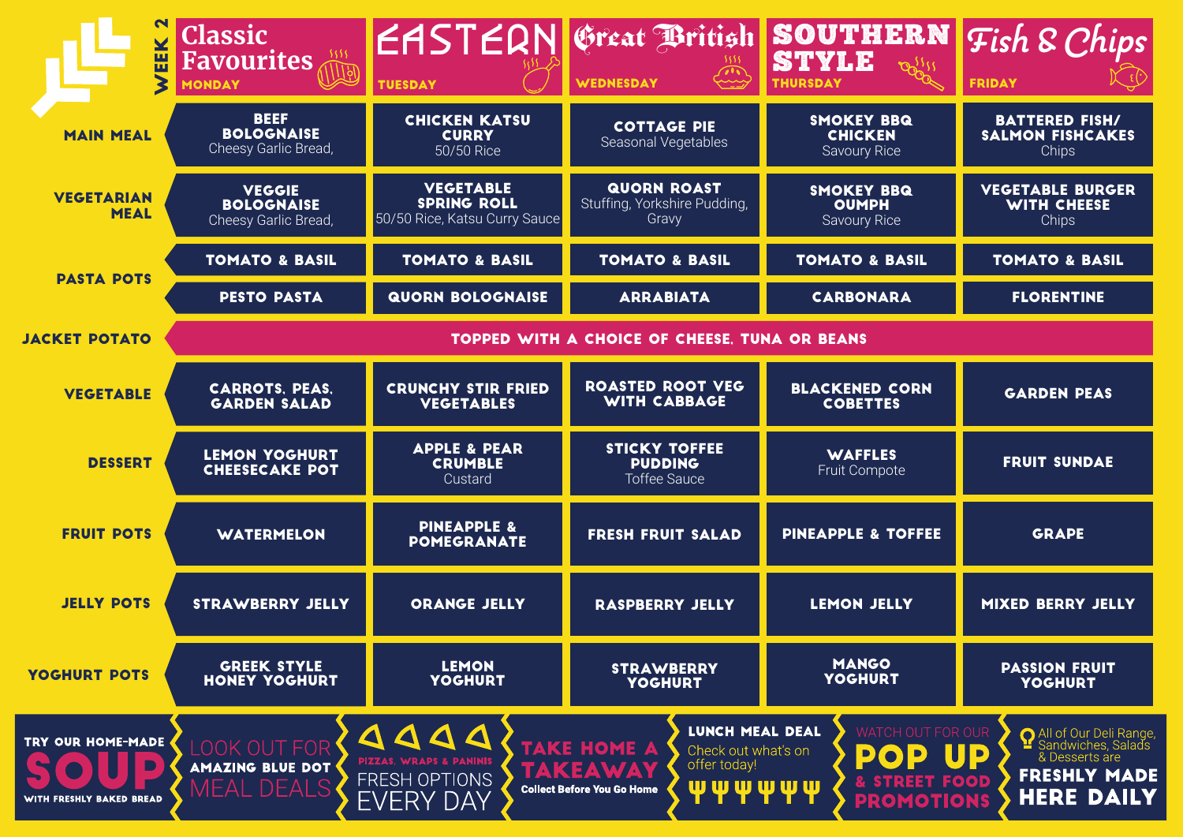# WEEK 2

| | Classic Favourites MONDAY | EASTERN TUESDAY | Great British WEDNESDAY | SOUTHERN STYLE THURSDAY | Fish & Chips FRIDAY |
|---|---|---|---|---|---|
| **MAIN MEAL** | **BEEF BOLOGNAISE** Cheesy Garlic Bread, | **CHICKEN KATSU CURRY** 50/50 Rice | **COTTAGE PIE** Seasonal Vegetables | **SMOKEY BBQ CHICKEN** Savoury Rice | **BATTERED FISH/ SALMON FISHCAKES** Chips |
| **VEGETARIAN MEAL** | **VEGGIE BOLOGNAISE** Cheesy Garlic Bread, | **VEGETABLE SPRING ROLL** 50/50 Rice, Katsu Curry Sauce | **QUORN ROAST** Stuffing, Yorkshire Pudding, Gravy | **SMOKEY BBQ OUMPH** Savoury Rice | **VEGETABLE BURGER WITH CHEESE** Chips |
| **PASTA POTS** | TOMATO & BASIL | TOMATO & BASIL | TOMATO & BASIL | TOMATO & BASIL | TOMATO & BASIL |
| | PESTO PASTA | QUORN BOLOGNAISE | ARRABIATA | CARBONARA | FLORENTINE |
| **JACKET POTATO** | TOPPED WITH A CHOICE OF CHEESE, TUNA OR BEANS | | | | |
| **VEGETABLE** | CARROTS, PEAS, GARDEN SALAD | CRUNCHY STIR FRIED VEGETABLES | ROASTED ROOT VEG WITH CABBAGE | BLACKENED CORN COBETTES | GARDEN PEAS |
| **DESSERT** | LEMON YOGHURT CHEESECAKE POT | **APPLE & PEAR CRUMBLE** Custard | **STICKY TOFFEE PUDDING** Toffee Sauce | **WAFFLES** Fruit Compote | FRUIT SUNDAE |
| **FRUIT POTS** | WATERMELON | PINEAPPLE & POMEGRANATE | FRESH FRUIT SALAD | PINEAPPLE & TOFFEE | GRAPE |
| **JELLY POTS** | STRAWBERRY JELLY | ORANGE JELLY | RASPBERRY JELLY | LEMON JELLY | MIXED BERRY JELLY |
| **YOGHURT POTS** | GREEK STYLE HONEY YOGHURT | LEMON YOGHURT | STRAWBERRY YOGHURT | MANGO YOGHURT | PASSION FRUIT YOGHURT |

TRY OUR HOME-MADE **SOUP** WITH FRESHLY BAKED BREAD

LOOK OUT FOR **AMAZING BLUE DOT** MEAL DEALS

PIZZAS, WRAPS & PANINIS FRESH OPTIONS EVERY DAY

**TAKE HOME A TAKEAWAY** Collect Before You Go Home

**LUNCH MEAL DEAL** Check out what's on offer today!

WATCH OUT FOR OUR **POP UP & STREET FOOD PROMOTIONS**

All of Our Deli Range, Sandwiches, Salads & Desserts are **FRESHLY MADE HERE DAILY**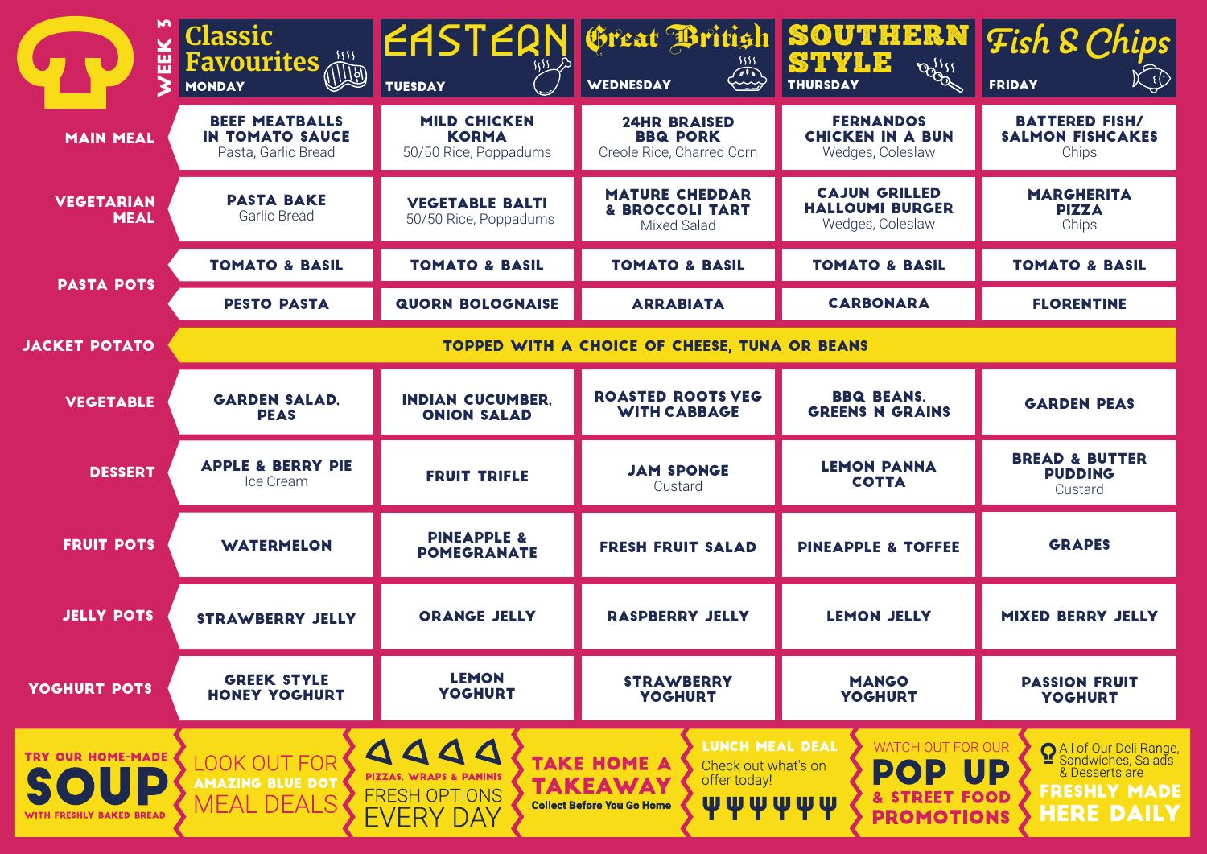# WEEK 3

| | Classic Favourites MONDAY | EASTERN TUESDAY | Great British WEDNESDAY | SOUTHERN STYLE THURSDAY | Fish & Chips FRIDAY |
|---|---|---|---|---|---|
| MAIN MEAL | BEEF MEATBALLS IN TOMATO SAUCE Pasta, Garlic Bread | MILD CHICKEN KORMA 50/50 Rice, Poppadums | 24HR BRAISED BBQ PORK Creole Rice, Charred Corn | FERNANDOS CHICKEN IN A BUN Wedges, Coleslaw | BATTERED FISH/ SALMON FISHCAKES Chips |
| VEGETARIAN MEAL | PASTA BAKE Garlic Bread | VEGETABLE BALTI 50/50 Rice, Poppadums | MATURE CHEDDAR & BROCCOLI TART Mixed Salad | CAJUN GRILLED HALLOUMI BURGER Wedges, Coleslaw | MARGHERITA PIZZA Chips |
| PASTA POTS | TOMATO & BASIL | TOMATO & BASIL | TOMATO & BASIL | TOMATO & BASIL | TOMATO & BASIL |
| | PESTO PASTA | QUORN BOLOGNAISE | ARRABIATA | CARBONARA | FLORENTINE |
| JACKET POTATO | TOPPED WITH A CHOICE OF CHEESE, TUNA OR BEANS | | | | |
| VEGETABLE | GARDEN SALAD, PEAS | INDIAN CUCUMBER, ONION SALAD | ROASTED ROOTS VEG WITH CABBAGE | BBQ BEANS, GREENS N GRAINS | GARDEN PEAS |
| DESSERT | APPLE & BERRY PIE Ice Cream | FRUIT TRIFLE | JAM SPONGE Custard | LEMON PANNA COTTA | BREAD & BUTTER PUDDING Custard |
| FRUIT POTS | WATERMELON | PINEAPPLE & POMEGRANATE | FRESH FRUIT SALAD | PINEAPPLE & TOFFEE | GRAPES |
| JELLY POTS | STRAWBERRY JELLY | ORANGE JELLY | RASPBERRY JELLY | LEMON JELLY | MIXED BERRY JELLY |
| YOGHURT POTS | GREEK STYLE HONEY YOGHURT | LEMON YOGHURT | STRAWBERRY YOGHURT | MANGO YOGHURT | PASSION FRUIT YOGHURT |

TRY OUR HOME-MADE **SOUP** WITH FRESHLY BAKED BREAD

LOOK OUT FOR AMAZING BLUE DOT MEAL DEALS

PIZZAS, WRAPS & PANINIS FRESH OPTIONS EVERY DAY

**TAKE HOME A TAKEAWAY** Collect Before You Go Home

LUNCH MEAL DEAL Check out what's on offer today!

WATCH OUT FOR OUR **POP UP** & STREET FOOD PROMOTIONS

All of Our Deli Range, Sandwiches, Salads & Desserts are **FRESHLY MADE HERE DAILY**